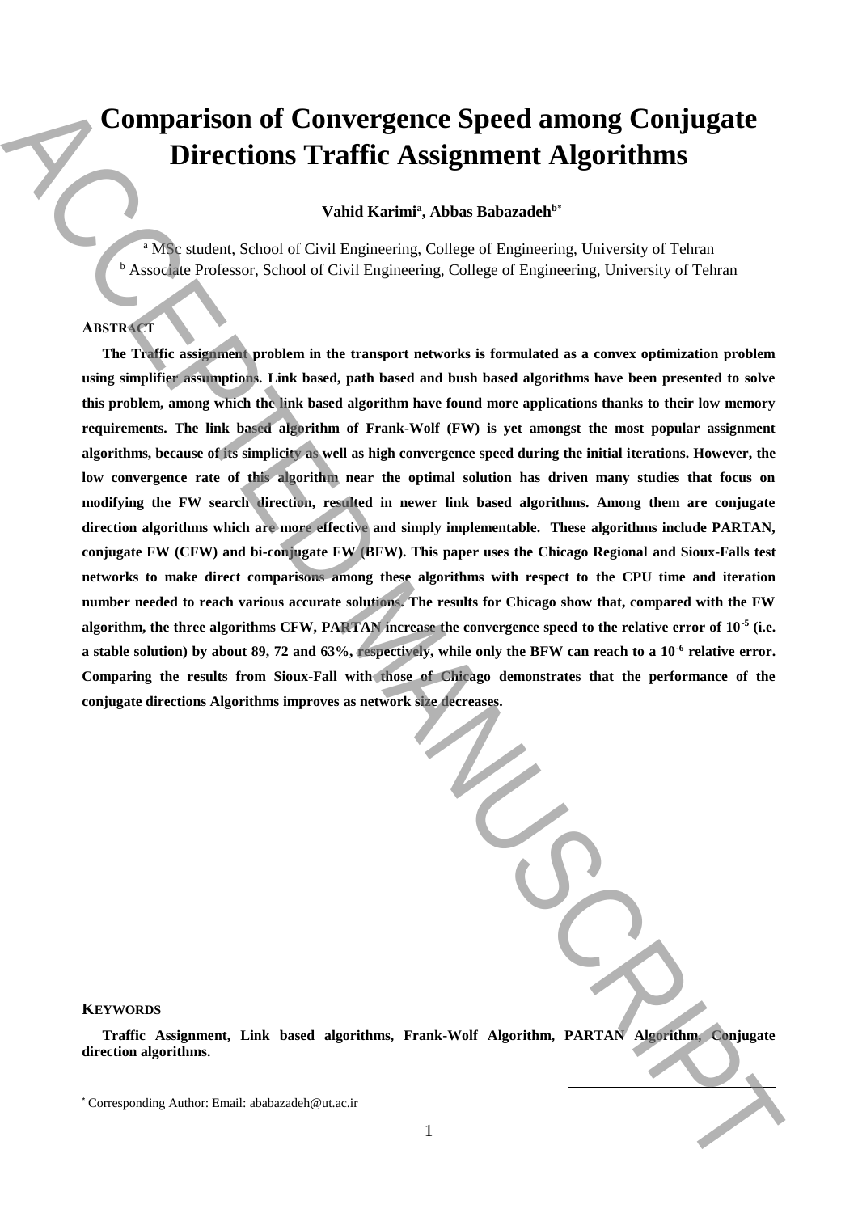# Comparison of Convergence Speed among Conjugate Directions Traffic Assignment Algorithms

**Vahid Karimi[a], Abbas Babazadeh[b*]**

[a] MSc student, School of Civil Engineering, College of Engineering, University of Tehran
[b] Associate Professor, School of Civil Engineering, College of Engineering, University of Tehran

## ABSTRACT

**The Traffic assignment problem in the transport networks is formulated as a convex optimization problem using simplifier assumptions. Link based, path based and bush based algorithms have been presented to solve this problem, among which the link based algorithm have found more applications thanks to their low memory requirements. The link based algorithm of Frank-Wolf (FW) is yet amongst the most popular assignment algorithms, because of its simplicity as well as high convergence speed during the initial iterations. However, the low convergence rate of this algorithm near the optimal solution has driven many studies that focus on modifying the FW search direction, resulted in newer link based algorithms. Among them are conjugate direction algorithms which are more effective and simply implementable. These algorithms include PARTAN, conjugate FW (CFW) and bi-conjugate FW (BFW). This paper uses the Chicago Regional and Sioux-Falls test networks to make direct comparisons among these algorithms with respect to the CPU time and iteration number needed to reach various accurate solutions. The results for Chicago show that, compared with the FW algorithm, the three algorithms CFW, PARTAN increase the convergence speed to the relative error of $10^{-5}$ (i.e. a stable solution) by about 89, 72 and 63%, respectively, while only the BFW can reach to a $10^{-6}$ relative error. Comparing the results from Sioux-Fall with those of Chicago demonstrates that the performance of the conjugate directions Algorithms improves as network size decreases.**

## KEYWORDS

**Traffic Assignment, Link based algorithms, Frank-Wolf Algorithm, PARTAN Algorithm, Conjugate direction algorithms.**

[*] Corresponding Author: Email: ababazadeh@ut.ac.ir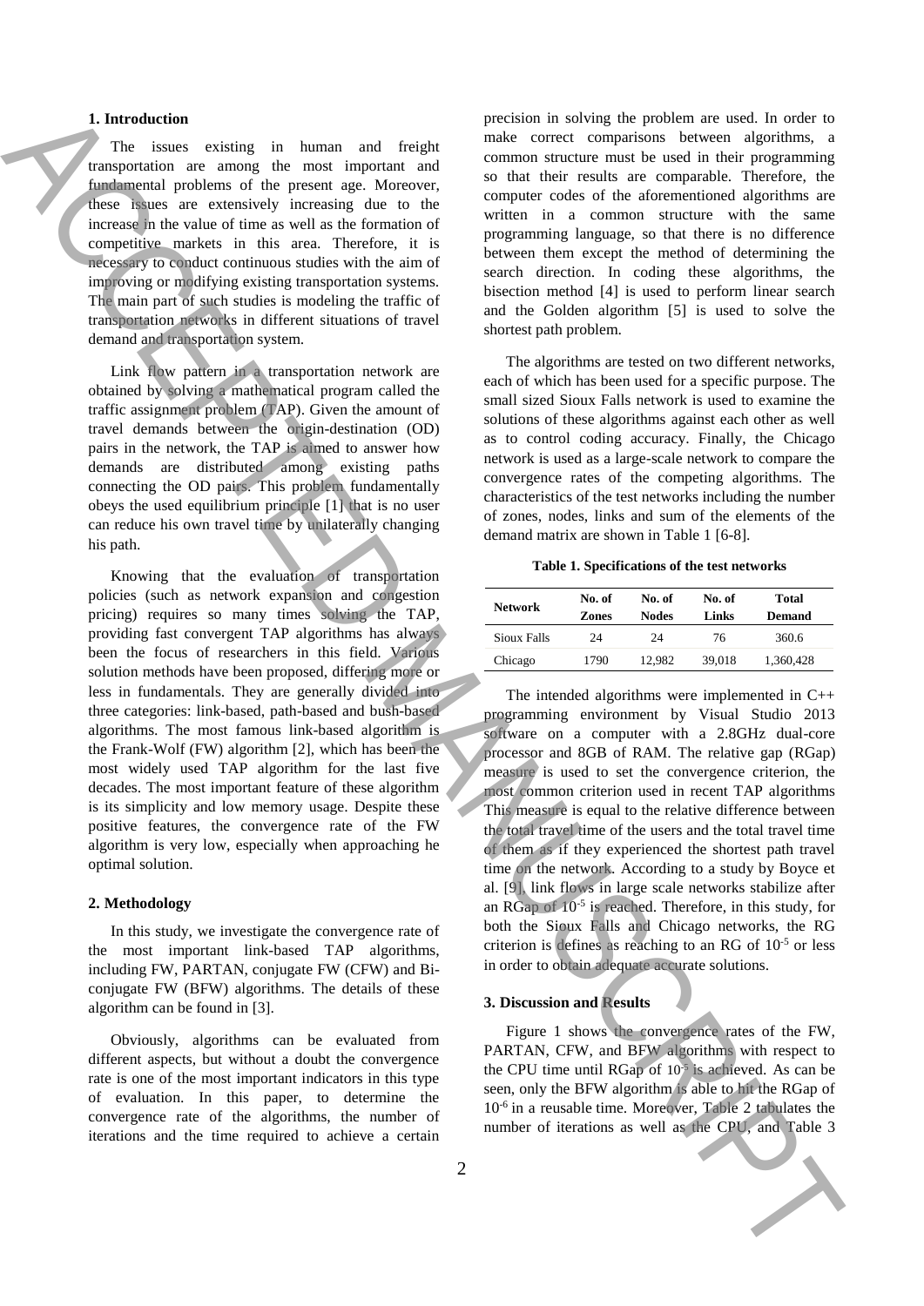## 1. Introduction

The issues existing in human and freight transportation are among the most important and fundamental problems of the present age. Moreover, these issues are extensively increasing due to the increase in the value of time as well as the formation of competitive markets in this area. Therefore, it is necessary to conduct continuous studies with the aim of improving or modifying existing transportation systems. The main part of such studies is modeling the traffic of transportation networks in different situations of travel demand and transportation system.

Link flow pattern in a transportation network are obtained by solving a mathematical program called the traffic assignment problem (TAP). Given the amount of travel demands between the origin-destination (OD) pairs in the network, the TAP is aimed to answer how demands are distributed among existing paths connecting the OD pairs. This problem fundamentally obeys the used equilibrium principle [1] that is no user can reduce his own travel time by unilaterally changing his path.

Knowing that the evaluation of transportation policies (such as network expansion and congestion pricing) requires so many times solving the TAP, providing fast convergent TAP algorithms has always been the focus of researchers in this field. Various solution methods have been proposed, differing more or less in fundamentals. They are generally divided into three categories: link-based, path-based and bush-based algorithms. The most famous link-based algorithm is the Frank-Wolf (FW) algorithm [2], which has been the most widely used TAP algorithm for the last five decades. The most important feature of these algorithm is its simplicity and low memory usage. Despite these positive features, the convergence rate of the FW algorithm is very low, especially when approaching he optimal solution.

## 2. Methodology

In this study, we investigate the convergence rate of the most important link-based TAP algorithms, including FW, PARTAN, conjugate FW (CFW) and Bi-conjugate FW (BFW) algorithms. The details of these algorithm can be found in [3].

Obviously, algorithms can be evaluated from different aspects, but without a doubt the convergence rate is one of the most important indicators in this type of evaluation. In this paper, to determine the convergence rate of the algorithms, the number of iterations and the time required to achieve a certain precision in solving the problem are used. In order to make correct comparisons between algorithms, a common structure must be used in their programming so that their results are comparable. Therefore, the computer codes of the aforementioned algorithms are written in a common structure with the same programming language, so that there is no difference between them except the method of determining the search direction. In coding these algorithms, the bisection method [4] is used to perform linear search and the Golden algorithm [5] is used to solve the shortest path problem.

The algorithms are tested on two different networks, each of which has been used for a specific purpose. The small sized Sioux Falls network is used to examine the solutions of these algorithms against each other as well as to control coding accuracy. Finally, the Chicago network is used as a large-scale network to compare the convergence rates of the competing algorithms. The characteristics of the test networks including the number of zones, nodes, links and sum of the elements of the demand matrix are shown in Table 1 [6-8].

**Table 1. Specifications of the test networks**

| Network | No. of Zones | No. of Nodes | No. of Links | Total Demand |
|---|---|---|---|---|
| Sioux Falls | 24 | 24 | 76 | 360.6 |
| Chicago | 1790 | 12,982 | 39,018 | 1,360,428 |

The intended algorithms were implemented in C++ programming environment by Visual Studio 2013 software on a computer with a 2.8GHz dual-core processor and 8GB of RAM. The relative gap (RGap) measure is used to set the convergence criterion, the most common criterion used in recent TAP algorithms This measure is equal to the relative difference between the total travel time of the users and the total travel time of them as if they experienced the shortest path travel time on the network. According to a study by Boyce et al. [9], link flows in large scale networks stabilize after an RGap of $10^{-5}$ is reached. Therefore, in this study, for both the Sioux Falls and Chicago networks, the RG criterion is defines as reaching to an RG of $10^{-5}$ or less in order to obtain adequate accurate solutions.

## 3. Discussion and Results

Figure 1 shows the convergence rates of the FW, PARTAN, CFW, and BFW algorithms with respect to the CPU time until RGap of $10^{-5}$ is achieved. As can be seen, only the BFW algorithm is able to hit the RGap of $10^{-6}$ in a reusable time. Moreover, Table 2 tabulates the number of iterations as well as the CPU, and Table 3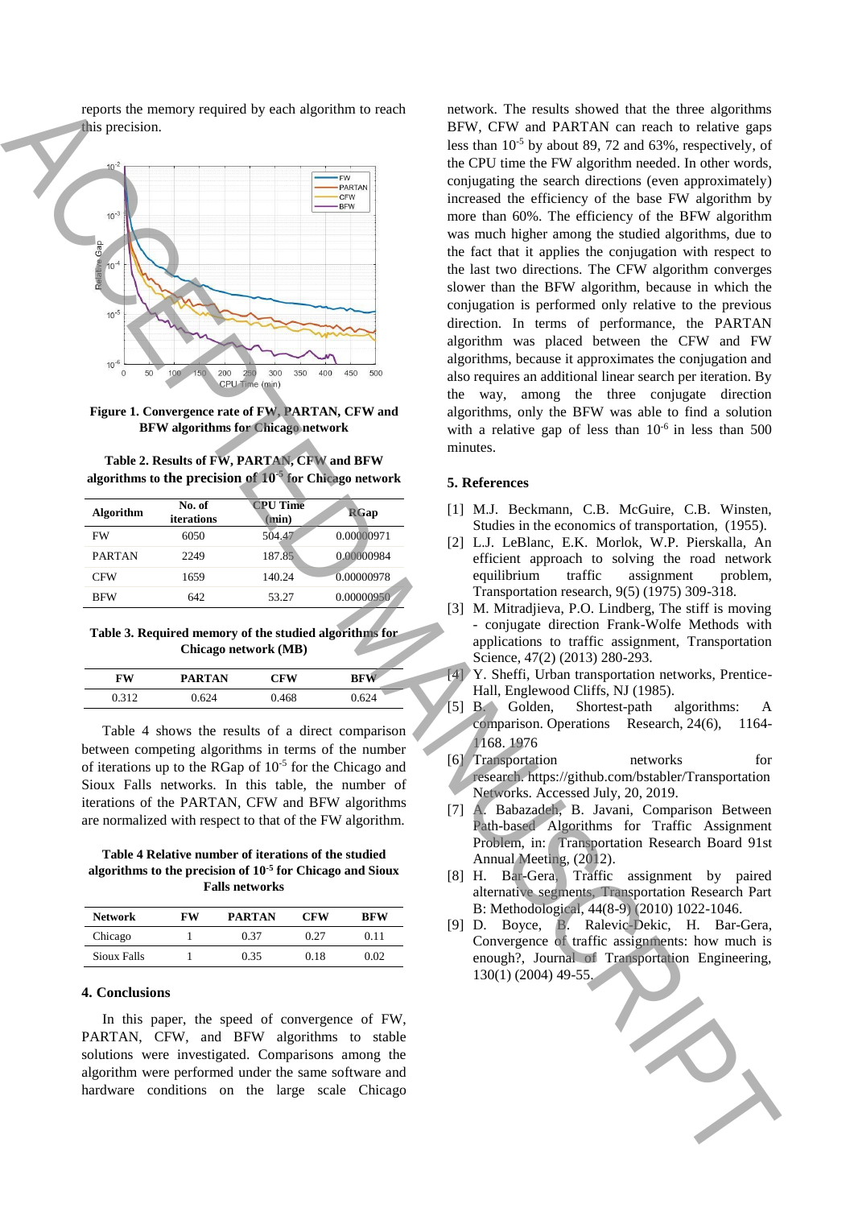reports the memory required by each algorithm to reach this precision.

FW
PARTAN
CFW
BFW

$10^{-2}$
$10^{-3}$
$10^{-4}$
$10^{-5}$
$10^{-6}$

Relative Gap

0 50 100 150 200 250 300 350 400 450 500

CPU Time (min)

**Figure 1. Convergence rate of FW, PARTAN, CFW and BFW algorithms for Chicago network**

**Table 2. Results of FW, PARTAN, CFW and BFW algorithms to the precision of $10^{-5}$ for Chicago network**

| Algorithm | No. of iterations | CPU Time (min) | RGap |
|---|---|---|---|
| FW | 6050 | 504.47 | 0.00000971 |
| PARTAN | 2249 | 187.85 | 0.00000984 |
| CFW | 1659 | 140.24 | 0.00000978 |
| BFW | 642 | 53.27 | 0.00000950 |

**Table 3. Required memory of the studied algorithms for Chicago network (MB)**

| FW | PARTAN | CFW | BFW |
|---|---|---|---|
| 0.312 | 0.624 | 0.468 | 0.624 |

Table 4 shows the results of a direct comparison between competing algorithms in terms of the number of iterations up to the RGap of $10^{-5}$ for the Chicago and Sioux Falls networks. In this table, the number of iterations of the PARTAN, CFW and BFW algorithms are normalized with respect to that of the FW algorithm.

**Table 4 Relative number of iterations of the studied algorithms to the precision of $10^{-5}$ for Chicago and Sioux Falls networks**

| Network | FW | PARTAN | CFW | BFW |
|---|---|---|---|---|
| Chicago | 1 | 0.37 | 0.27 | 0.11 |
| Sioux Falls | 1 | 0.35 | 0.18 | 0.02 |

## 4. Conclusions

In this paper, the speed of convergence of FW, PARTAN, CFW, and BFW algorithms to stable solutions were investigated. Comparisons among the algorithm were performed under the same software and hardware conditions on the large scale Chicago network. The results showed that the three algorithms BFW, CFW and PARTAN can reach to relative gaps less than $10^{-5}$ by about 89, 72 and 63%, respectively, of the CPU time the FW algorithm needed. In other words, conjugating the search directions (even approximately) increased the efficiency of the base FW algorithm by more than 60%. The efficiency of the BFW algorithm was much higher among the studied algorithms, due to the fact that it applies the conjugation with respect to the last two directions. The CFW algorithm converges slower than the BFW algorithm, because in which the conjugation is performed only relative to the previous direction. In terms of performance, the PARTAN algorithm was placed between the CFW and FW algorithms, because it approximates the conjugation and also requires an additional linear search per iteration. By the way, among the three conjugate direction algorithms, only the BFW was able to find a solution with a relative gap of less than $10^{-6}$ in less than 500 minutes.

## 5. References

[1] M.J. Beckmann, C.B. McGuire, C.B. Winsten, Studies in the economics of transportation, (1955).

[2] L.J. LeBlanc, E.K. Morlok, W.P. Pierskalla, An efficient approach to solving the road network equilibrium traffic assignment problem, Transportation research, 9(5) (1975) 309-318.

[3] M. Mitradjieva, P.O. Lindberg, The stiff is moving - conjugate direction Frank-Wolfe Methods with applications to traffic assignment, Transportation Science, 47(2) (2013) 280-293.

[4] Y. Sheffi, Urban transportation networks, Prentice-Hall, Englewood Cliffs, NJ (1985).

[5] B. Golden, Shortest-path algorithms: A comparison. Operations Research, 24(6), 1164-1168. 1976

[6] Transportation networks for research. https://github.com/bstabler/TransportationNetworks. Accessed July, 20, 2019.

[7] A. Babazadeh, B. Javani, Comparison Between Path-based Algorithms for Traffic Assignment Problem, in: Transportation Research Board 91st Annual Meeting, (2012).

[8] H. Bar-Gera, Traffic assignment by paired alternative segments, Transportation Research Part B: Methodological, 44(8-9) (2010) 1022-1046.

[9] D. Boyce, B. Ralevic-Dekic, H. Bar-Gera, Convergence of traffic assignments: how much is enough?, Journal of Transportation Engineering, 130(1) (2004) 49-55.